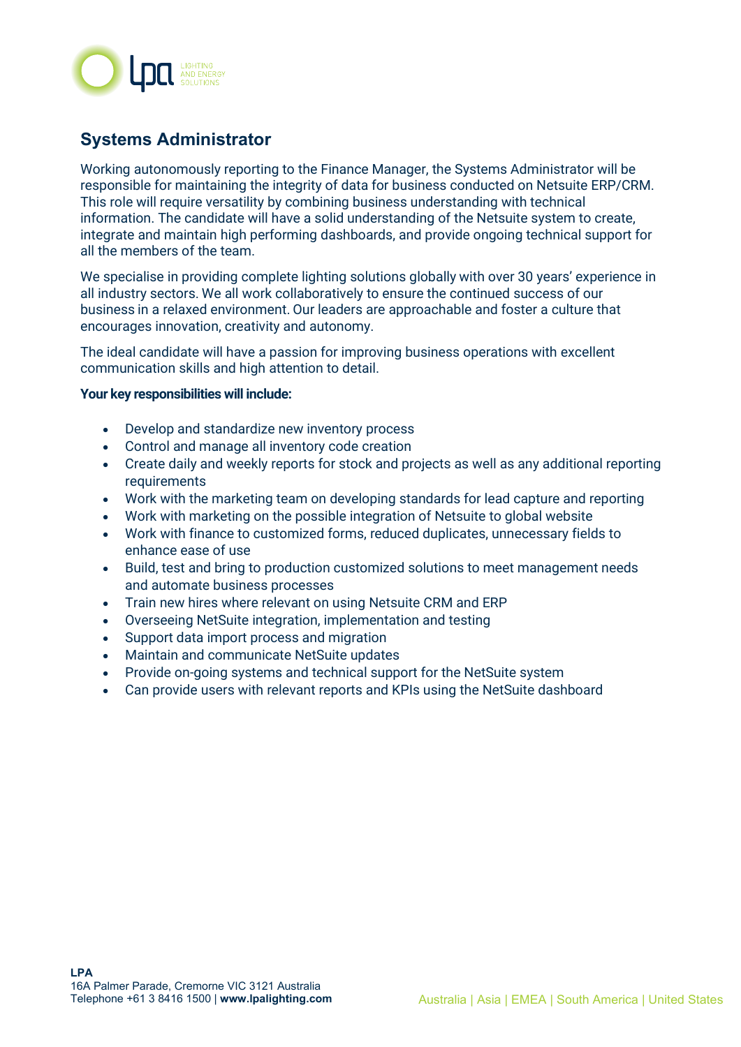# Systems Administrator

Working autonomously reporting to the Finance Manager, the Systems Administrator will be responsible for maintaining the integrity of data for business conducted on Netsuite ERP/CRM. This role will require versatility by combining business understanding with technical information. The candidate will have a solid understanding of the Netsuite system to create, integrate and maintain high performing dashboards, and provide ongoing technical support for all the members of the team.

We specialise in providing complete lighting solutions globally with over 30 years' experience in all industry sectors. We all work collaboratively to ensure the continued success of our business in a relaxed environment. Our leaders are approachable and foster a culture that encourages innovation, creativity and autonomy.

The ideal candidate will have a passion for improving business operations with excellent communication skills and high attention to detail.

**Your key responsibilities will include:**

- Develop and standardize new inventory process
- Control and manage all inventory code creation
- Create daily and weekly reports for stock and projects as well as any additional reporting requirements
- Work with the marketing team on developing standards for lead capture and reporting
- Work with marketing on the possible integration of Netsuite to global website
- Work with finance to customized forms, reduced duplicates, unnecessary fields to enhance ease of use
- Build, test and bring to production customized solutions to meet management needs and automate business processes
- Train new hires where relevant on using Netsuite CRM and ERP
- Overseeing NetSuite integration, implementation and testing
- Support data import process and migration
- Maintain and communicate NetSuite updates
- Provide on-going systems and technical support for the NetSuite system
- Can provide users with relevant reports and KPIs using the NetSuite dashboard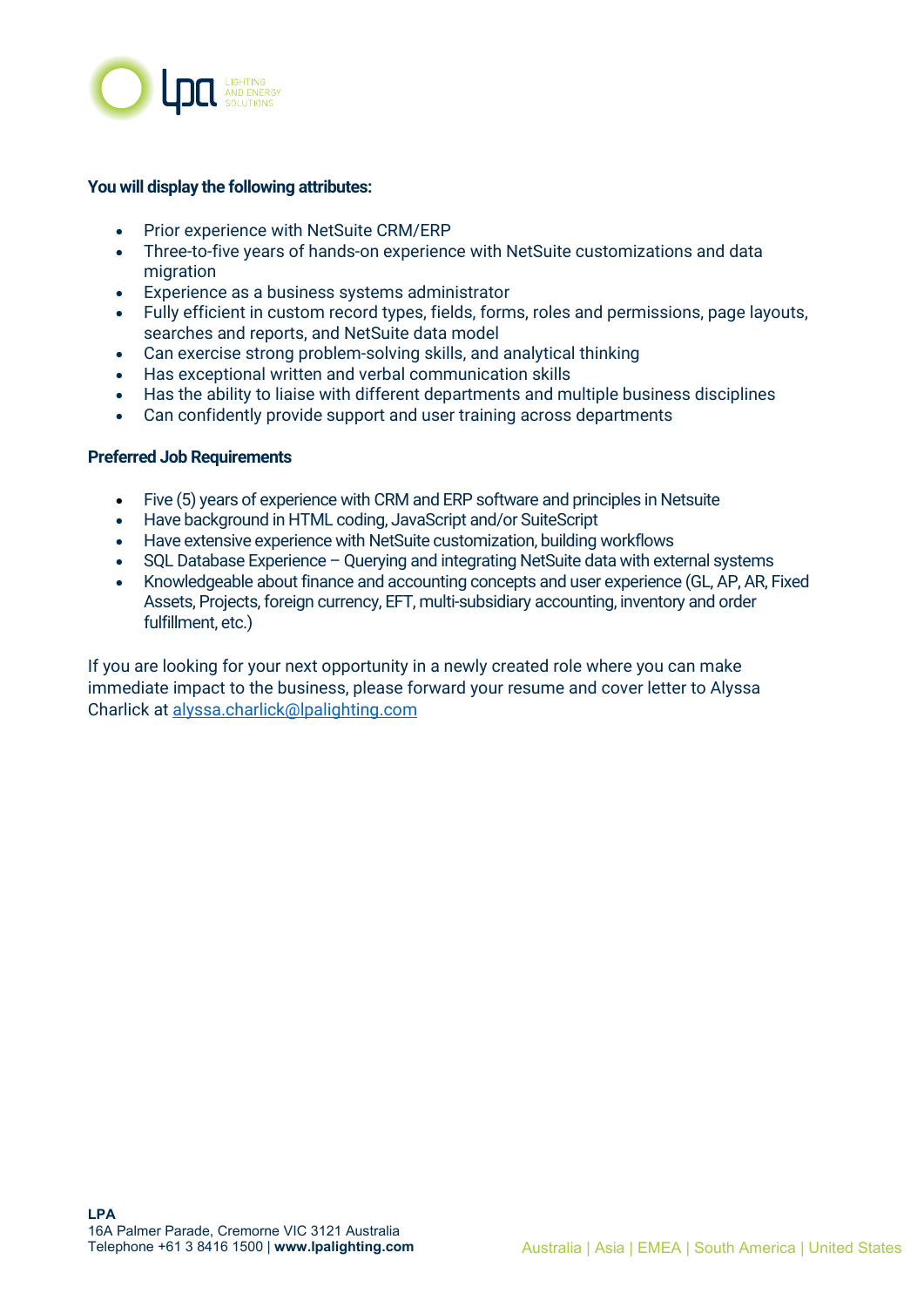**You will display the following attributes:**

- Prior experience with NetSuite CRM/ERP
- Three-to-five years of hands-on experience with NetSuite customizations and data migration
- Experience as a business systems administrator
- Fully efficient in custom record types, fields, forms, roles and permissions, page layouts, searches and reports, and NetSuite data model
- Can exercise strong problem-solving skills, and analytical thinking
- Has exceptional written and verbal communication skills
- Has the ability to liaise with different departments and multiple business disciplines
- Can confidently provide support and user training across departments

**Preferred Job Requirements**

- Five (5) years of experience with CRM and ERP software and principles in Netsuite
- Have background in HTML coding, JavaScript and/or SuiteScript
- Have extensive experience with NetSuite customization, building workflows
- SQL Database Experience – Querying and integrating NetSuite data with external systems
- Knowledgeable about finance and accounting concepts and user experience (GL, AP, AR, Fixed Assets, Projects, foreign currency, EFT, multi-subsidiary accounting, inventory and order fulfillment, etc.)

If you are looking for your next opportunity in a newly created role where you can make immediate impact to the business, please forward your resume and cover letter to Alyssa Charlick at alyssa.charlick@lpalighting.com